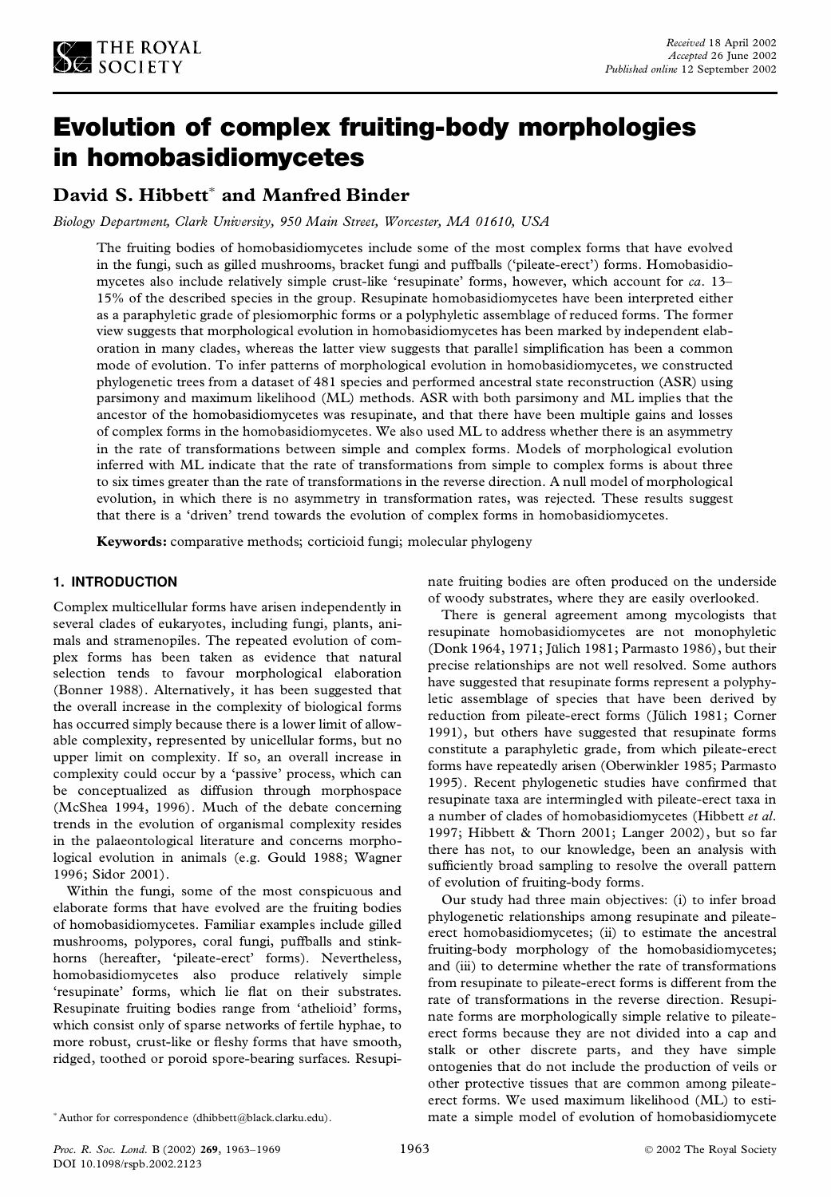# Evolution of complex fruiting-body morphologies in homobasidiomycetes

**David S. Hibbett*** **and Manfred Binder**

*Biology Department, Clark University, 950 Main Street, Worcester, MA 01610, USA*

The fruiting bodies of homobasidiomycetes include some of the most complex forms that have evolved in the fungi, such as gilled mushrooms, bracket fungi and puffballs ('pileate-erect') forms. Homobasidiomycetes also include relatively simple crust-like 'resupinate' forms, however, which account for *ca.* 13–15% of the described species in the group. Resupinate homobasidiomycetes have been interpreted either as a paraphyletic grade of plesiomorphic forms or a polyphyletic assemblage of reduced forms. The former view suggests that morphological evolution in homobasidiomycetes has been marked by independent elaboration in many clades, whereas the latter view suggests that parallel simplification has been a common mode of evolution. To infer patterns of morphological evolution in homobasidiomycetes, we constructed phylogenetic trees from a dataset of 481 species and performed ancestral state reconstruction (ASR) using parsimony and maximum likelihood (ML) methods. ASR with both parsimony and ML implies that the ancestor of the homobasidiomycetes was resupinate, and that there have been multiple gains and losses of complex forms in the homobasidiomycetes. We also used ML to address whether there is an asymmetry in the rate of transformations between simple and complex forms. Models of morphological evolution inferred with ML indicate that the rate of transformations from simple to complex forms is about three to six times greater than the rate of transformations in the reverse direction. A null model of morphological evolution, in which there is no asymmetry in transformation rates, was rejected. These results suggest that there is a 'driven' trend towards the evolution of complex forms in homobasidiomycetes.

**Keywords:** comparative methods; corticioid fungi; molecular phylogeny

## 1. INTRODUCTION

Complex multicellular forms have arisen independently in several clades of eukaryotes, including fungi, plants, animals and stramenopiles. The repeated evolution of complex forms has been taken as evidence that natural selection tends to favour morphological elaboration (Bonner 1988). Alternatively, it has been suggested that the overall increase in the complexity of biological forms has occurred simply because there is a lower limit of allowable complexity, represented by unicellular forms, but no upper limit on complexity. If so, an overall increase in complexity could occur by a 'passive' process, which can be conceptualized as diffusion through morphospace (McShea 1994, 1996). Much of the debate concerning trends in the evolution of organismal complexity resides in the palaeontological literature and concerns morphological evolution in animals (e.g. Gould 1988; Wagner 1996; Sidor 2001).

Within the fungi, some of the most conspicuous and elaborate forms that have evolved are the fruiting bodies of homobasidiomycetes. Familiar examples include gilled mushrooms, polypores, coral fungi, puffballs and stinkhorns (hereafter, 'pileate-erect' forms). Nevertheless, homobasidiomycetes also produce relatively simple 'resupinate' forms, which lie flat on their substrates. Resupinate fruiting bodies range from 'athelioid' forms, which consist only of sparse networks of fertile hyphae, to more robust, crust-like or fleshy forms that have smooth, ridged, toothed or poroid spore-bearing surfaces. Resupinate fruiting bodies are often produced on the underside of woody substrates, where they are easily overlooked.

There is general agreement among mycologists that resupinate homobasidiomycetes are not monophyletic (Donk 1964, 1971; Jülich 1981; Parmasto 1986), but their precise relationships are not well resolved. Some authors have suggested that resupinate forms represent a polyphyletic assemblage of species that have been derived by reduction from pileate-erect forms (Jülich 1981; Corner 1991), but others have suggested that resupinate forms constitute a paraphyletic grade, from which pileate-erect forms have repeatedly arisen (Oberwinkler 1985; Parmasto 1995). Recent phylogenetic studies have confirmed that resupinate taxa are intermingled with pileate-erect taxa in a number of clades of homobasidiomycetes (Hibbett *et al.* 1997; Hibbett & Thorn 2001; Langer 2002), but so far there has not, to our knowledge, been an analysis with sufficiently broad sampling to resolve the overall pattern of evolution of fruiting-body forms.

Our study had three main objectives: (i) to infer broad phylogenetic relationships among resupinate and pileate-erect homobasidiomycetes; (ii) to estimate the ancestral fruiting-body morphology of the homobasidiomycetes; and (iii) to determine whether the rate of transformations from resupinate to pileate-erect forms is different from the rate of transformations in the reverse direction. Resupinate forms are morphologically simple relative to pileate-erect forms because they are not divided into a cap and stalk or other discrete parts, and they have simple ontogenies that do not include the production of veils or other protective tissues that are common among pileate-erect forms. We used maximum likelihood (ML) to estimate a simple model of evolution of homobasidiomycete

*Author for correspondence (dhibbett@black.clarku.edu).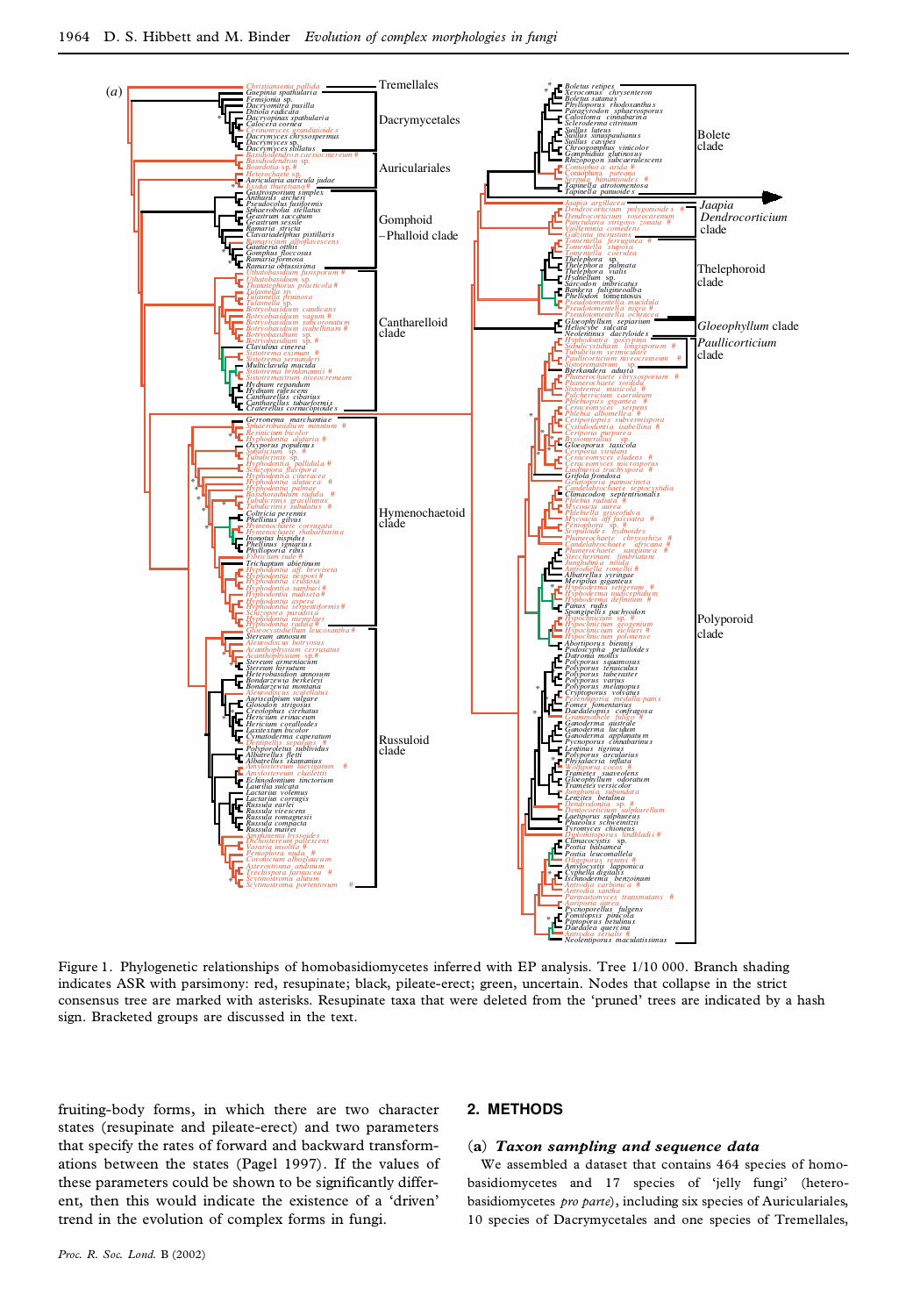Figure 1. Phylogenetic relationships of homobasidiomycetes inferred with EP analysis. Tree 1/10 000. Branch shading indicates ASR with parsimony: red, resupinate; black, pileate-erect; green, uncertain. Nodes that collapse in the strict consensus tree are marked with asterisks. Resupinate taxa that were deleted from the 'pruned' trees are indicated by a hash sign. Bracketed groups are discussed in the text.

fruiting-body forms, in which there are two character states (resupinate and pileate-erect) and two parameters that specify the rates of forward and backward transformations between the states (Pagel 1997). If the values of these parameters could be shown to be significantly different, then this would indicate the existence of a 'driven' trend in the evolution of complex forms in fungi.

## 2. METHODS

### (a) *Taxon sampling and sequence data*

We assembled a dataset that contains 464 species of homobasidiomycetes and 17 species of 'jelly fungi' (heterobasidiomycetes *pro parte*), including six species of Auriculariales, 10 species of Dacrymycetales and one species of Tremellales,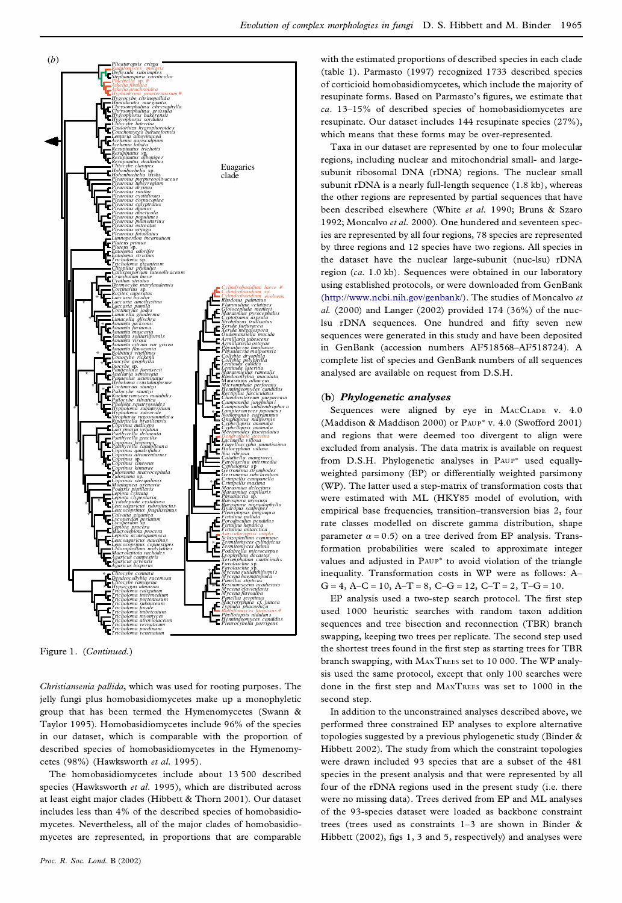Figure 1. (*Continued*.)

*Christiansenia pallida*, which was used for rooting purposes. The jelly fungi plus homobasidiomycetes make up a monophyletic group that has been termed the Hymenomycetes (Swann & Taylor 1995). Homobasidiomycetes include 96% of the species in our dataset, which is comparable with the proportion of described species of homobasidiomycetes in the Hymenomycetes (98%) (Hawksworth *et al.* 1995).

The homobasidiomycetes include about 13 500 described species (Hawksworth *et al.* 1995), which are distributed across at least eight major clades (Hibbett & Thorn 2001). Our dataset includes less than 4% of the described species of homobasidiomycetes. Nevertheless, all of the major clades of homobasidiomycetes are represented, in proportions that are comparable with the estimated proportions of described species in each clade (table 1). Parmasto (1997) recognized 1733 described species of corticioid homobasidiomycetes, which include the majority of resupinate forms. Based on Parmasto's figures, we estimate that *ca.* 13–15% of described species of homobasidiomycetes are resupinate. Our dataset includes 144 resupinate species (27%), which means that these forms may be over-represented.

Taxa in our dataset are represented by one to four molecular regions, including nuclear and mitochondrial small- and large-subunit ribosomal DNA (rDNA) regions. The nuclear small subunit rDNA is a nearly full-length sequence (1.8 kb), whereas the other regions are represented by partial sequences that have been described elsewhere (White *et al.* 1990; Bruns & Szaro 1992; Moncalvo *et al.* 2000). One hundred and seventeen species are represented by all four regions, 78 species are represented by three regions and 12 species have two regions. All species in the dataset have the nuclear large-subunit (nuc-lsu) rDNA region (*ca.* 1.0 kb). Sequences were obtained in our laboratory using established protocols, or were downloaded from GenBank (http://www.ncbi.nlm.nih.gov/genbank/). The studies of Moncalvo *et al.* (2000) and Langer (2002) provided 174 (36%) of the nuc-lsu rDNA sequences. One hundred and fifty seven new sequences were generated in this study and have been deposited in GenBank (accession numbers AF518568–AF518724). A complete list of species and GenBank numbers of all sequences analysed are available on request from D.S.H.

## (b) *Phylogenetic analyses*

Sequences were aligned by eye in MacClade v. 4.0 (Maddison & Maddison 2000) or Paup* v. 4.0 (Swofford 2001) and regions that were deemed too divergent to align were excluded from analysis. The data matrix is available on request from D.S.H. Phylogenetic analyses in Paup* used equally-weighted parsimony (EP) or differentially weighted parsimony (WP). The latter used a step-matrix of transformation costs that were estimated with ML (HKY85 model of evolution, with empirical base frequencies, transition–transversion bias 2, four rate classes modelled on discrete gamma distribution, shape parameter $\alpha = 0.5$) on a tree derived from EP analysis. Transformation probabilities were scaled to approximate integer values and adjusted in Paup* to avoid violation of the triangle inequality. Transformation costs in WP were as follows: A–G = 4, A–C = 10, A–T = 8, C–G = 12, C–T = 2, T–G = 10.

EP analysis used a two-step search protocol. The first step used 1000 heuristic searches with random taxon addition sequences and tree bisection and reconnection (TBR) branch swapping, keeping two trees per replicate. The second step used the shortest trees found in the first step as starting trees for TBR branch swapping, with MaxTrees set to 10 000. The WP analysis used the same protocol, except that only 100 searches were done in the first step and MaxTrees was set to 1000 in the second step.

In addition to the unconstrained analyses described above, we performed three constrained EP analyses to explore alternative topologies suggested by a previous phylogenetic study (Binder & Hibbett 2002). The study from which the constraint topologies were drawn included 93 species that are a subset of the 481 species in the present analysis and that were represented by all four of the rDNA regions used in the present study (i.e. there were no missing data). Trees derived from EP and ML analyses of the 93-species dataset were loaded as backbone constraint trees (trees used as constraints 1–3 are shown in Binder & Hibbett (2002), figs 1, 3 and 5, respectively) and analyses were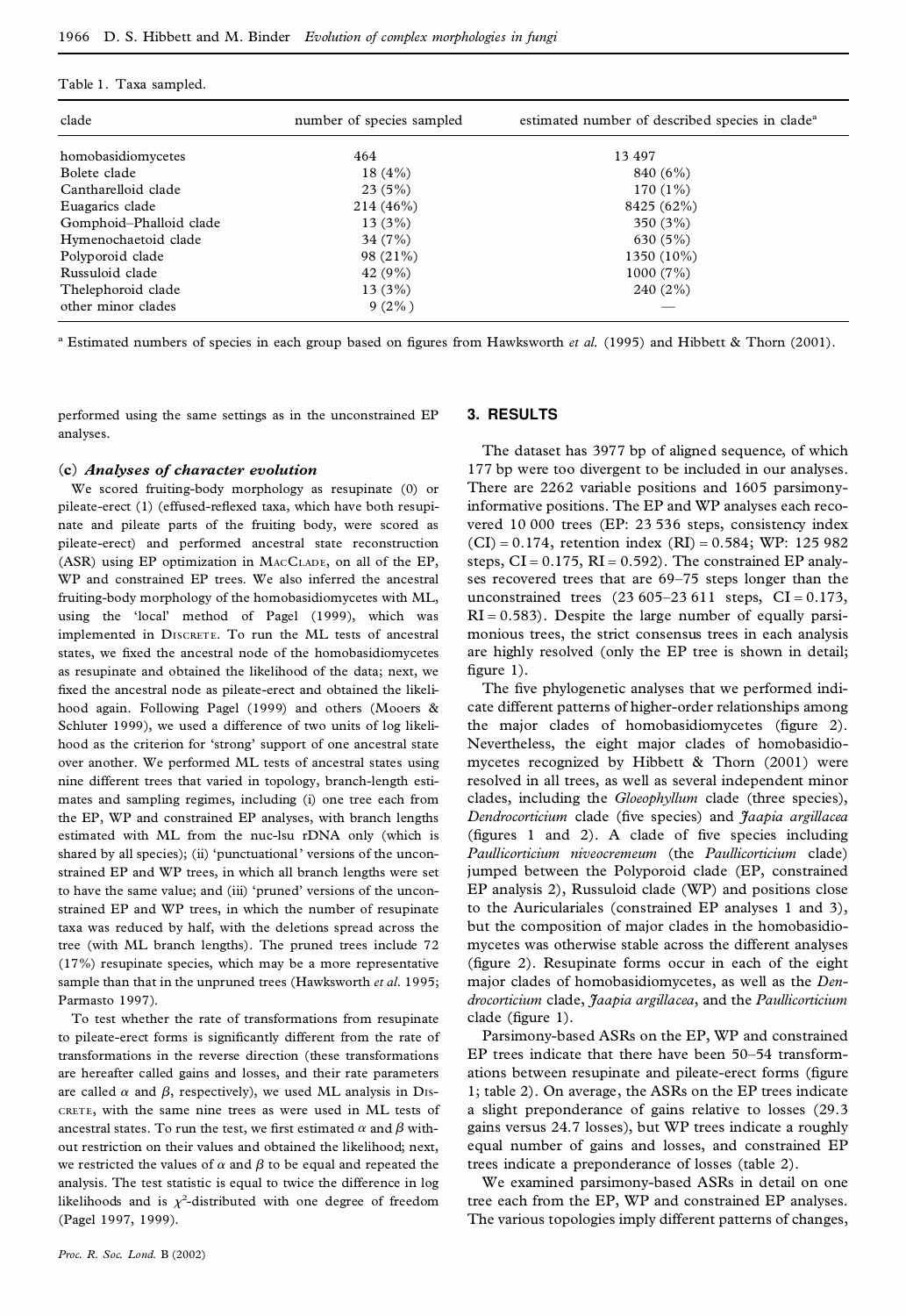Table 1. Taxa sampled.

| clade | number of species sampled | estimated number of described species in clade[a] |
|---|---|---|
| homobasidiomycetes | 464 | 13 497 |
| Bolete clade | 18 (4%) | 840 (6%) |
| Cantharelloid clade | 23 (5%) | 170 (1%) |
| Euagarics clade | 214 (46%) | 8425 (62%) |
| Gomphoid–Phalloid clade | 13 (3%) | 350 (3%) |
| Hymenochaetoid clade | 34 (7%) | 630 (5%) |
| Polyporoid clade | 98 (21%) | 1350 (10%) |
| Russuloid clade | 42 (9%) | 1000 (7%) |
| Thelephoroid clade | 13 (3%) | 240 (2%) |
| other minor clades | 9 (2%) | — |

[a] Estimated numbers of species in each group based on figures from Hawksworth *et al.* (1995) and Hibbett & Thorn (2001).

performed using the same settings as in the unconstrained EP analyses.

### (c) *Analyses of character evolution*

We scored fruiting-body morphology as resupinate (0) or pileate-erect (1) (effused-reflexed taxa, which have both resupinate and pileate parts of the fruiting body, were scored as pileate-erect) and performed ancestral state reconstruction (ASR) using EP optimization in MacClade, on all of the EP, WP and constrained EP trees. We also inferred the ancestral fruiting-body morphology of the homobasidiomycetes with ML, using the 'local' method of Pagel (1999), which was implemented in Discrete. To run the ML tests of ancestral states, we fixed the ancestral node of the homobasidiomycetes as resupinate and obtained the likelihood of the data; next, we fixed the ancestral node as pileate-erect and obtained the likelihood again. Following Pagel (1999) and others (Mooers & Schluter 1999), we used a difference of two units of log likelihood as the criterion for 'strong' support of one ancestral state over another. We performed ML tests of ancestral states using nine different trees that varied in topology, branch-length estimates and sampling regimes, including (i) one tree each from the EP, WP and constrained EP analyses, with branch lengths estimated with ML from the nuc-lsu rDNA only (which is shared by all species); (ii) 'punctuational' versions of the unconstrained EP and WP trees, in which all branch lengths were set to have the same value; and (iii) 'pruned' versions of the unconstrained EP and WP trees, in which the number of resupinate taxa was reduced by half, with the deletions spread across the tree (with ML branch lengths). The pruned trees include 72 (17%) resupinate species, which may be a more representative sample than that in the unpruned trees (Hawksworth *et al.* 1995; Parmasto 1997).

To test whether the rate of transformations from resupinate to pileate-erect forms is significantly different from the rate of transformations in the reverse direction (these transformations are hereafter called gains and losses, and their rate parameters are called $\alpha$ and $\beta$, respectively), we used ML analysis in Discrete, with the same nine trees as were used in ML tests of ancestral states. To run the test, we first estimated $\alpha$ and $\beta$ without restriction on their values and obtained the likelihood; next, we restricted the values of $\alpha$ and $\beta$ to be equal and repeated the analysis. The test statistic is equal to twice the difference in log likelihoods and is $\chi^2$-distributed with one degree of freedom (Pagel 1997, 1999).

## 3. RESULTS

The dataset has 3977 bp of aligned sequence, of which 177 bp were too divergent to be included in our analyses. There are 2262 variable positions and 1605 parsimony-informative positions. The EP and WP analyses each recovered 10 000 trees (EP: 23 536 steps, consistency index (CI) = 0.174, retention index (RI) = 0.584; WP: 125 982 steps, CI = 0.175, RI = 0.592). The constrained EP analyses recovered trees that are 69–75 steps longer than the unconstrained trees (23 605–23 611 steps, CI = 0.173, RI = 0.583). Despite the large number of equally parsimonious trees, the strict consensus trees in each analysis are highly resolved (only the EP tree is shown in detail; figure 1).

The five phylogenetic analyses that we performed indicate different patterns of higher-order relationships among the major clades of homobasidiomycetes (figure 2). Nevertheless, the eight major clades of homobasidiomycetes recognized by Hibbett & Thorn (2001) were resolved in all trees, as well as several independent minor clades, including the *Gloeophyllum* clade (three species), *Dendrocorticium* clade (five species) and *Jaapia argillacea* (figures 1 and 2). A clade of five species including *Paullicorticium niveocremeum* (the *Paullicorticium* clade) jumped between the Polyporoid clade (EP, constrained EP analysis 2), Russuloid clade (WP) and positions close to the Auriculariales (constrained EP analyses 1 and 3), but the composition of major clades in the homobasidiomycetes was otherwise stable across the different analyses (figure 2). Resupinate forms occur in each of the eight major clades of homobasidiomycetes, as well as the *Dendrocorticium* clade, *Jaapia argillacea*, and the *Paullicorticium* clade (figure 1).

Parsimony-based ASRs on the EP, WP and constrained EP trees indicate that there have been 50–54 transformations between resupinate and pileate-erect forms (figure 1; table 2). On average, the ASRs on the EP trees indicate a slight preponderance of gains relative to losses (29.3 gains versus 24.7 losses), but WP trees indicate a roughly equal number of gains and losses, and constrained EP trees indicate a preponderance of losses (table 2).

We examined parsimony-based ASRs in detail on one tree each from the EP, WP and constrained EP analyses. The various topologies imply different patterns of changes,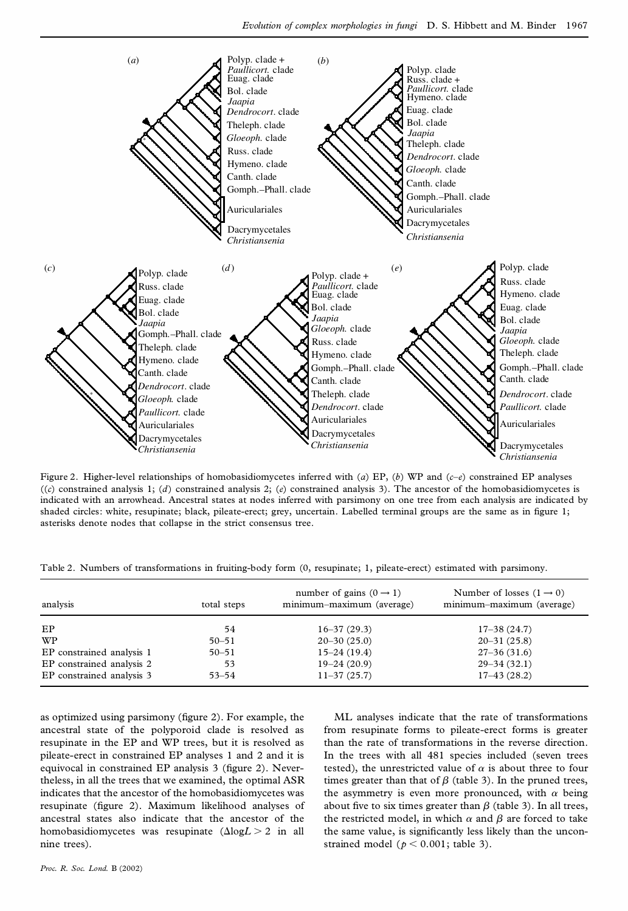Figure 2. Higher-level relationships of homobasidiomycetes inferred with (*a*) EP, (*b*) WP and (*c*–*e*) constrained EP analyses ((*c*) constrained analysis 1; (*d*) constrained analysis 2; (*e*) constrained analysis 3). The ancestor of the homobasidiomycetes is indicated with an arrowhead. Ancestral states at nodes inferred with parsimony on one tree from each analysis are indicated by shaded circles: white, resupinate; black, pileate-erect; grey, uncertain. Labelled terminal groups are the same as in figure 1; asterisks denote nodes that collapse in the strict consensus tree.

Table 2. Numbers of transformations in fruiting-body form (0, resupinate; 1, pileate-erect) estimated with parsimony.

| analysis | total steps | number of gains ($0 \rightarrow 1$) minimum–maximum (average) | Number of losses ($1 \rightarrow 0$) minimum–maximum (average) |
|---|---|---|---|
| EP | 54 | 16–37 (29.3) | 17–38 (24.7) |
| WP | 50–51 | 20–30 (25.0) | 20–31 (25.8) |
| EP constrained analysis 1 | 50–51 | 15–24 (19.4) | 27–36 (31.6) |
| EP constrained analysis 2 | 53 | 19–24 (20.9) | 29–34 (32.1) |
| EP constrained analysis 3 | 53–54 | 11–37 (25.7) | 17–43 (28.2) |

as optimized using parsimony (figure 2). For example, the ancestral state of the polyporoid clade is resolved as resupinate in the EP and WP trees, but it is resolved as pileate-erect in constrained EP analyses 1 and 2 and it is equivocal in constrained EP analysis 3 (figure 2). Nevertheless, in all the trees that we examined, the optimal ASR indicates that the ancestor of the homobasidiomycetes was resupinate (figure 2). Maximum likelihood analyses of ancestral states also indicate that the ancestor of the homobasidiomycetes was resupinate ($\Delta \log L > 2$ in all nine trees).

ML analyses indicate that the rate of transformations from resupinate forms to pileate-erect forms is greater than the rate of transformations in the reverse direction. In the trees with all 481 species included (seven trees tested), the unrestricted value of $\alpha$ is about three to four times greater than that of $\beta$ (table 3). In the pruned trees, the asymmetry is even more pronounced, with $\alpha$ being about five to six times greater than $\beta$ (table 3). In all trees, the restricted model, in which $\alpha$ and $\beta$ are forced to take the same value, is significantly less likely than the unconstrained model ($p < 0.001$; table 3).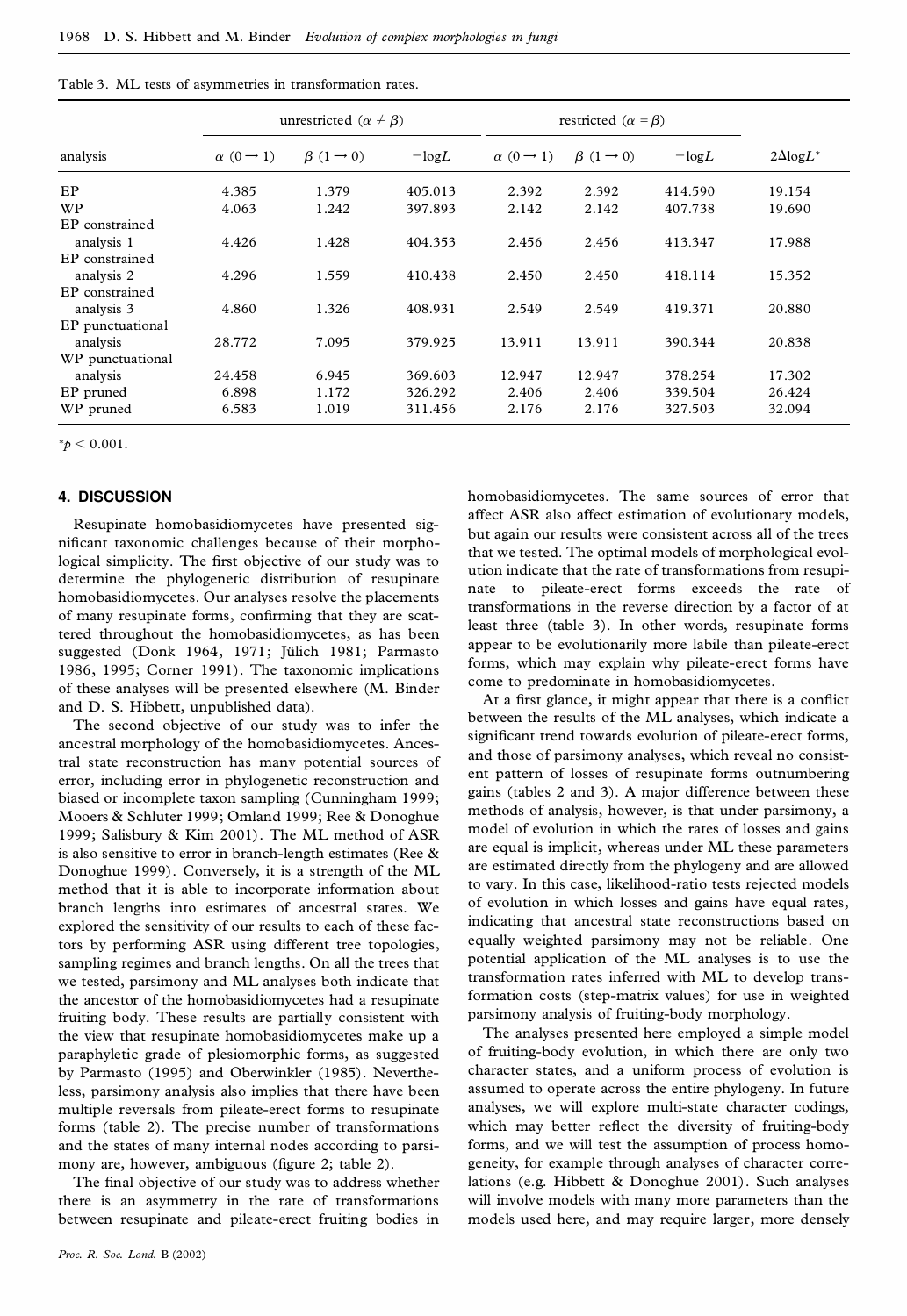Table 3. ML tests of asymmetries in transformation rates.

| analysis | unrestricted ($\alpha \neq \beta$) | | | restricted ($\alpha = \beta$) | | | $2\Delta\log L$* |
|---|---|---|---|---|---|---|---|
| | $\alpha$ ($0 \rightarrow 1$) | $\beta$ ($1 \rightarrow 0$) | $-\log L$ | $\alpha$ ($0 \rightarrow 1$) | $\beta$ ($1 \rightarrow 0$) | $-\log L$ | |
| EP | 4.385 | 1.379 | 405.013 | 2.392 | 2.392 | 414.590 | 19.154 |
| WP | 4.063 | 1.242 | 397.893 | 2.142 | 2.142 | 407.738 | 19.690 |
| EP constrained analysis 1 | 4.426 | 1.428 | 404.353 | 2.456 | 2.456 | 413.347 | 17.988 |
| EP constrained analysis 2 | 4.296 | 1.559 | 410.438 | 2.450 | 2.450 | 418.114 | 15.352 |
| EP constrained analysis 3 | 4.860 | 1.326 | 408.931 | 2.549 | 2.549 | 419.371 | 20.880 |
| EP punctuational analysis | 28.772 | 7.095 | 379.925 | 13.911 | 13.911 | 390.344 | 20.838 |
| WP punctuational analysis | 24.458 | 6.945 | 369.603 | 12.947 | 12.947 | 378.254 | 17.302 |
| EP pruned | 6.898 | 1.172 | 326.292 | 2.406 | 2.406 | 339.504 | 26.424 |
| WP pruned | 6.583 | 1.019 | 311.456 | 2.176 | 2.176 | 327.503 | 32.094 |

*$p < 0.001$.

## 4. DISCUSSION

Resupinate homobasidiomycetes have presented significant taxonomic challenges because of their morphological simplicity. The first objective of our study was to determine the phylogenetic distribution of resupinate homobasidiomycetes. Our analyses resolve the placements of many resupinate forms, confirming that they are scattered throughout the homobasidiomycetes, as has been suggested (Donk 1964, 1971; Jülich 1981; Parmasto 1986, 1995; Corner 1991). The taxonomic implications of these analyses will be presented elsewhere (M. Binder and D. S. Hibbett, unpublished data).

The second objective of our study was to infer the ancestral morphology of the homobasidiomycetes. Ancestral state reconstruction has many potential sources of error, including error in phylogenetic reconstruction and biased or incomplete taxon sampling (Cunningham 1999; Mooers & Schluter 1999; Omland 1999; Ree & Donoghue 1999; Salisbury & Kim 2001). The ML method of ASR is also sensitive to error in branch-length estimates (Ree & Donoghue 1999). Conversely, it is a strength of the ML method that it is able to incorporate information about branch lengths into estimates of ancestral states. We explored the sensitivity of our results to each of these factors by performing ASR using different tree topologies, sampling regimes and branch lengths. On all the trees that we tested, parsimony and ML analyses both indicate that the ancestor of the homobasidiomycetes had a resupinate fruiting body. These results are partially consistent with the view that resupinate homobasidiomycetes make up a paraphyletic grade of plesiomorphic forms, as suggested by Parmasto (1995) and Oberwinkler (1985). Nevertheless, parsimony analysis also implies that there have been multiple reversals from pileate-erect forms to resupinate forms (table 2). The precise number of transformations and the states of many internal nodes according to parsimony are, however, ambiguous (figure 2; table 2).

The final objective of our study was to address whether there is an asymmetry in the rate of transformations between resupinate and pileate-erect fruiting bodies in homobasidiomycetes. The same sources of error that affect ASR also affect estimation of evolutionary models, but again our results were consistent across all of the trees that we tested. The optimal models of morphological evolution indicate that the rate of transformations from resupinate to pileate-erect forms exceeds the rate of transformations in the reverse direction by a factor of at least three (table 3). In other words, resupinate forms appear to be evolutionarily more labile than pileate-erect forms, which may explain why pileate-erect forms have come to predominate in homobasidiomycetes.

At a first glance, it might appear that there is a conflict between the results of the ML analyses, which indicate a significant trend towards evolution of pileate-erect forms, and those of parsimony analyses, which reveal no consistent pattern of losses of resupinate forms outnumbering gains (tables 2 and 3). A major difference between these methods of analysis, however, is that under parsimony, a model of evolution in which the rates of losses and gains are equal is implicit, whereas under ML these parameters are estimated directly from the phylogeny and are allowed to vary. In this case, likelihood-ratio tests rejected models of evolution in which losses and gains have equal rates, indicating that ancestral state reconstructions based on equally weighted parsimony may not be reliable. One potential application of the ML analyses is to use the transformation rates inferred with ML to develop transformation costs (step-matrix values) for use in weighted parsimony analysis of fruiting-body morphology.

The analyses presented here employed a simple model of fruiting-body evolution, in which there are only two character states, and a uniform process of evolution is assumed to operate across the entire phylogeny. In future analyses, we will explore multi-state character codings, which may better reflect the diversity of fruiting-body forms, and we will test the assumption of process homogeneity, for example through analyses of character correlations (e.g. Hibbett & Donoghue 2001). Such analyses will involve models with many more parameters than the models used here, and may require larger, more densely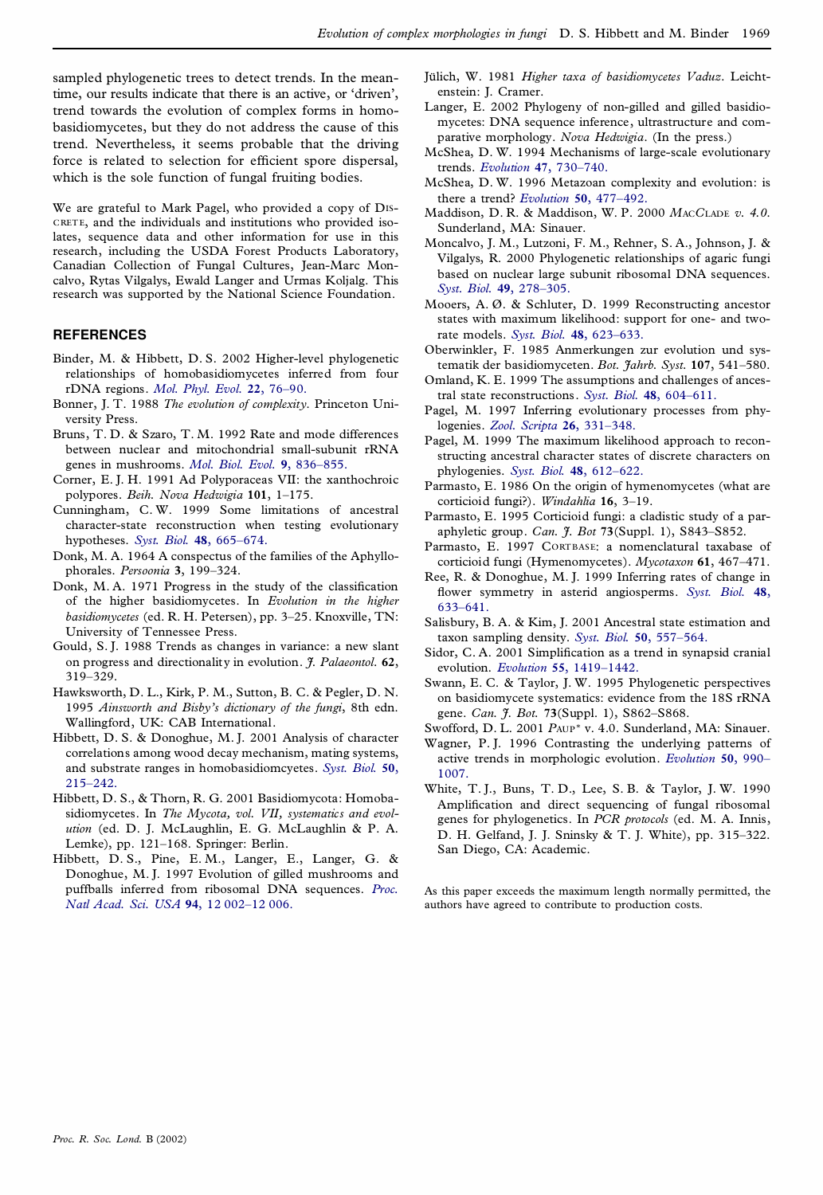sampled phylogenetic trees to detect trends. In the meantime, our results indicate that there is an active, or 'driven', trend towards the evolution of complex forms in homobasidiomycetes, but they do not address the cause of this trend. Nevertheless, it seems probable that the driving force is related to selection for efficient spore dispersal, which is the sole function of fungal fruiting bodies.

We are grateful to Mark Pagel, who provided a copy of DISCRETE, and the individuals and institutions who provided isolates, sequence data and other information for use in this research, including the USDA Forest Products Laboratory, Canadian Collection of Fungal Cultures, Jean-Marc Moncalvo, Rytas Vilgalys, Ewald Langer and Urmas Koljalg. This research was supported by the National Science Foundation.

## REFERENCES

Binder, M. & Hibbett, D. S. 2002 Higher-level phylogenetic relationships of homobasidiomycetes inferred from four rDNA regions. *Mol. Phyl. Evol.* **22**, 76–90.

Bonner, J. T. 1988 *The evolution of complexity.* Princeton University Press.

Bruns, T. D. & Szaro, T. M. 1992 Rate and mode differences between nuclear and mitochondrial small-subunit rRNA genes in mushrooms. *Mol. Biol. Evol.* **9**, 836–855.

Corner, E. J. H. 1991 Ad Polyporaceas VII: the xanthochroic polypores. *Beih. Nova Hedwigia* **101**, 1–175.

Cunningham, C. W. 1999 Some limitations of ancestral character-state reconstruction when testing evolutionary hypotheses. *Syst. Biol.* **48**, 665–674.

Donk, M. A. 1964 A conspectus of the families of the Aphyllophorales. *Persoonia* **3**, 199–324.

Donk, M. A. 1971 Progress in the study of the classification of the higher basidiomycetes. In *Evolution in the higher basidiomycetes* (ed. R. H. Petersen), pp. 3–25. Knoxville, TN: University of Tennessee Press.

Gould, S. J. 1988 Trends as changes in variance: a new slant on progress and directionality in evolution. *J. Palaeontol.* **62**, 319–329.

Hawksworth, D. L., Kirk, P. M., Sutton, B. C. & Pegler, D. N. 1995 *Ainsworth and Bisby's dictionary of the fungi*, 8th edn. Wallingford, UK: CAB International.

Hibbett, D. S. & Donoghue, M. J. 2001 Analysis of character correlations among wood decay mechanism, mating systems, and substrate ranges in homobasidiomcyetes. *Syst. Biol.* **50**, 215–242.

Hibbett, D. S., & Thorn, R. G. 2001 Basidiomycota: Homobasidiomycetes. In *The Mycota, vol. VII, systematics and evolution* (ed. D. J. McLaughlin, E. G. McLaughlin & P. A. Lemke), pp. 121–168. Springer: Berlin.

Hibbett, D. S., Pine, E. M., Langer, E., Langer, G. & Donoghue, M. J. 1997 Evolution of gilled mushrooms and puffballs inferred from ribosomal DNA sequences. *Proc. Natl Acad. Sci. USA* **94**, 12 002–12 006.

Jülich, W. 1981 *Higher taxa of basidiomycetes Vaduz*. Leichtenstein: J. Cramer.

Langer, E. 2002 Phylogeny of non-gilled and gilled basidiomycetes: DNA sequence inference, ultrastructure and comparative morphology. *Nova Hedwigia*. (In the press.)

McShea, D. W. 1994 Mechanisms of large-scale evolutionary trends. *Evolution* **47**, 730–740.

McShea, D. W. 1996 Metazoan complexity and evolution: is there a trend? *Evolution* **50**, 477–492.

Maddison, D. R. & Maddison, W. P. 2000 *MacClade v. 4.0.* Sunderland, MA: Sinauer.

Moncalvo, J. M., Lutzoni, F. M., Rehner, S. A., Johnson, J. & Vilgalys, R. 2000 Phylogenetic relationships of agaric fungi based on nuclear large subunit ribosomal DNA sequences. *Syst. Biol.* **49**, 278–305.

Mooers, A. Ø. & Schluter, D. 1999 Reconstructing ancestor states with maximum likelihood: support for one- and two-rate models. *Syst. Biol.* **48**, 623–633.

Oberwinkler, F. 1985 Anmerkungen zur evolution und systematik der basidiomyceten. *Bot. Jahrb. Syst.* **107**, 541–580.

Omland, K. E. 1999 The assumptions and challenges of ancestral state reconstructions. *Syst. Biol.* **48**, 604–611.

Pagel, M. 1997 Inferring evolutionary processes from phylogenies. *Zool. Scripta* **26**, 331–348.

Pagel, M. 1999 The maximum likelihood approach to reconstructing ancestral character states of discrete characters on phylogenies. *Syst. Biol.* **48**, 612–622.

Parmasto, E. 1986 On the origin of hymenomycetes (what are corticioid fungi?). *Windahlia* **16**, 3–19.

Parmasto, E. 1995 Corticioid fungi: a cladistic study of a paraphyletic group. *Can. J. Bot* **73**(Suppl. 1), S843–S852.

Parmasto, E. 1997 CORTBASE: a nomenclatural taxabase of corticioid fungi (Hymenomycetes). *Mycotaxon* **61**, 467–471.

Ree, R. & Donoghue, M. J. 1999 Inferring rates of change in flower symmetry in asterid angiosperms. *Syst. Biol.* **48**, 633–641.

Salisbury, B. A. & Kim, J. 2001 Ancestral state estimation and taxon sampling density. *Syst. Biol.* **50**, 557–564.

Sidor, C. A. 2001 Simplification as a trend in synapsid cranial evolution. *Evolution* **55**, 1419–1442.

Swann, E. C. & Taylor, J. W. 1995 Phylogenetic perspectives on basidiomycete systematics: evidence from the 18S rRNA gene. *Can. J. Bot.* **73**(Suppl. 1), S862–S868.

Swofford, D. L. 2001 *PAUP\** v. 4.0. Sunderland, MA: Sinauer.

Wagner, P. J. 1996 Contrasting the underlying patterns of active trends in morphologic evolution. *Evolution* **50**, 990–1007.

White, T. J., Buns, T. D., Lee, S. B. & Taylor, J. W. 1990 Amplification and direct sequencing of fungal ribosomal genes for phylogenetics. In *PCR protocols* (ed. M. A. Innis, D. H. Gelfand, J. J. Sninsky & T. J. White), pp. 315–322. San Diego, CA: Academic.

As this paper exceeds the maximum length normally permitted, the authors have agreed to contribute to production costs.